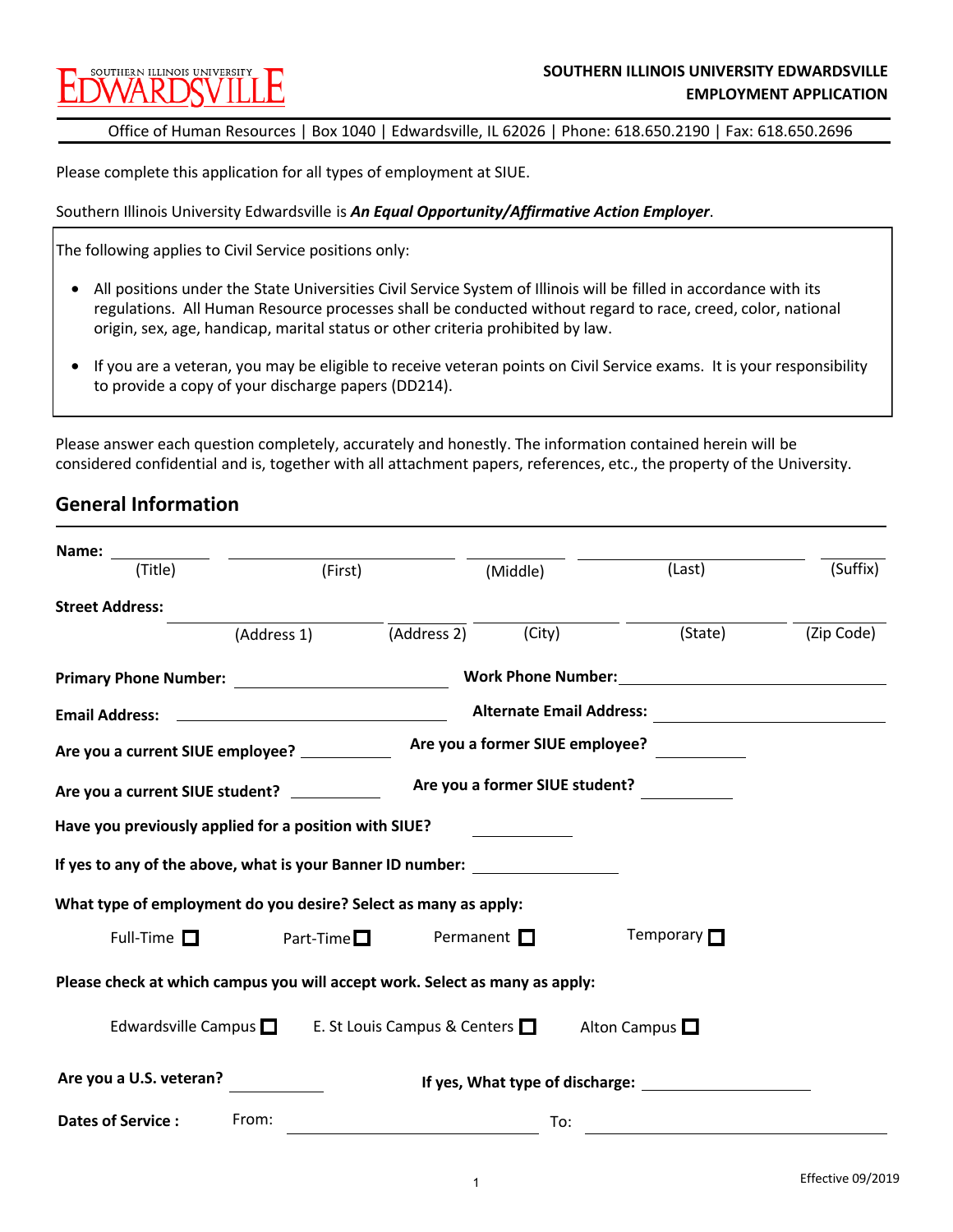SOUTHERN ILLINOIS UNIVERSITY EDWARDSVILLE

**SOUTHERN ILLINOIS UNIVERSITY EDWARDSVILLE**
**EMPLOYMENT APPLICATION**

Office of Human Resources | Box 1040 | Edwardsville, IL 62026 | Phone: 618.650.2190 | Fax: 618.650.2696

Please complete this application for all types of employment at SIUE.

Southern Illinois University Edwardsville is ***An Equal Opportunity/Affirmative Action Employer***.

The following applies to Civil Service positions only:

- All positions under the State Universities Civil Service System of Illinois will be filled in accordance with its regulations. All Human Resource processes shall be conducted without regard to race, creed, color, national origin, sex, age, handicap, marital status or other criteria prohibited by law.
- If you are a veteran, you may be eligible to receive veteran points on Civil Service exams. It is your responsibility to provide a copy of your discharge papers (DD214).

Please answer each question completely, accurately and honestly. The information contained herein will be considered confidential and is, together with all attachment papers, references, etc., the property of the University.

## General Information

**Name:** ________ (Title) ________ (First) ________ (Middle) ________ (Last) ________ (Suffix)

**Street Address:** ________ (Address 1) ________ (Address 2) ________ (City) ________ (State) ________ (Zip Code)

**Primary Phone Number:** ________ **Work Phone Number:** ________

**Email Address:** ________ **Alternate Email Address:** ________

**Are you a current SIUE employee?** ________ **Are you a former SIUE employee?** ________

**Are you a current SIUE student?** ________ **Are you a former SIUE student?** ________

**Have you previously applied for a position with SIUE?** ________

**If yes to any of the above, what is your Banner ID number:** ________

**What type of employment do you desire? Select as many as apply:**

Full-Time ☐ Part-Time ☐ Permanent ☐ Temporary ☐

**Please check at which campus you will accept work. Select as many as apply:**

Edwardsville Campus ☐ E. St Louis Campus & Centers ☐ Alton Campus ☐

**Are you a U.S. veteran?** ________ **If yes, What type of discharge:** ________

**Dates of Service :** From: ________ To: ________

Effective 09/2019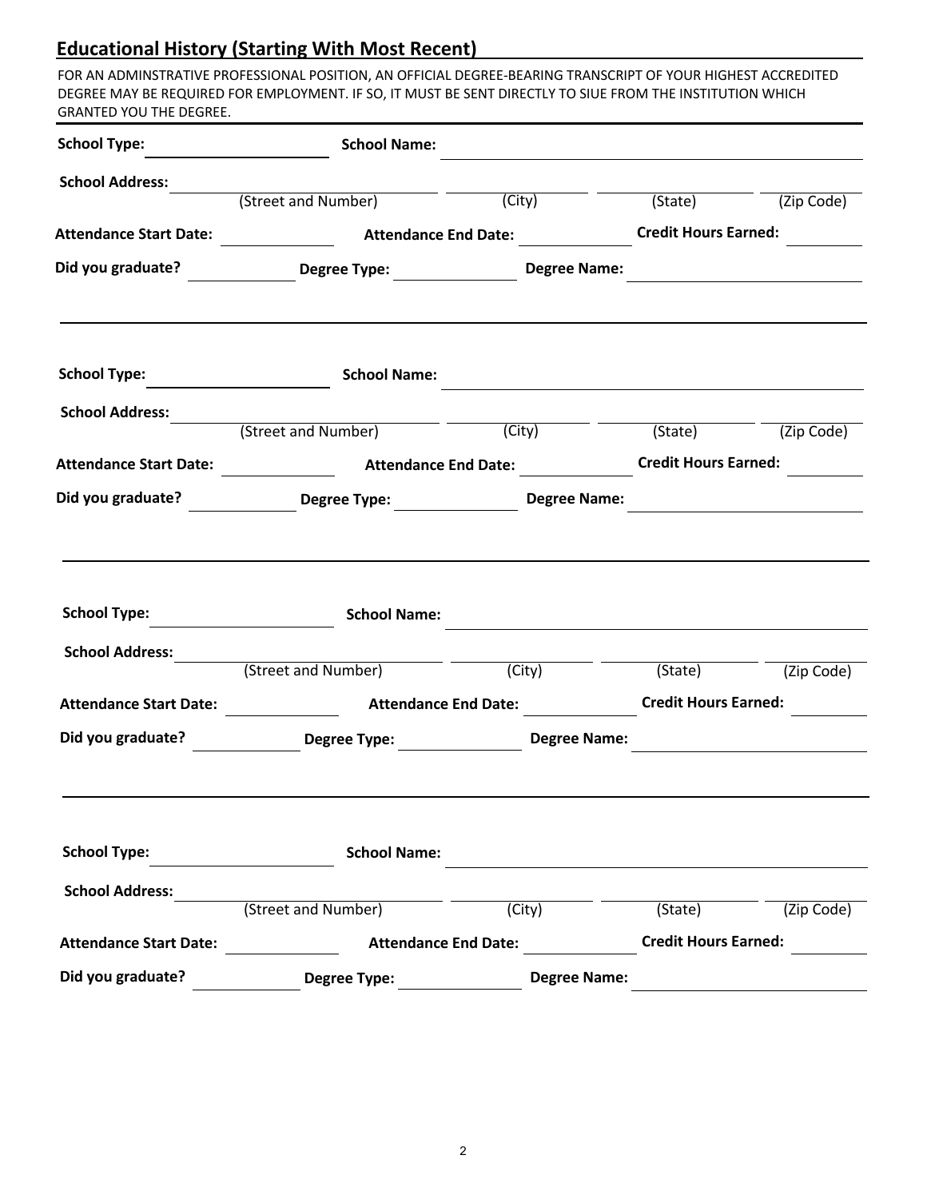## Educational History (Starting With Most Recent)

FOR AN ADMINSTRATIVE PROFESSIONAL POSITION, AN OFFICIAL DEGREE-BEARING TRANSCRIPT OF YOUR HIGHEST ACCREDITED DEGREE MAY BE REQUIRED FOR EMPLOYMENT. IF SO, IT MUST BE SENT DIRECTLY TO SIUE FROM THE INSTITUTION WHICH GRANTED YOU THE DEGREE.

---

**School Type:** ____________ **School Name:** ______________________________

**School Address:** ______________________ ____________ ____________ ____________
(Street and Number) (City) (State) (Zip Code)

**Attendance Start Date:** ________ **Attendance End Date:** ________ **Credit Hours Earned:** ________

**Did you graduate?** ________ **Degree Type:** ________ **Degree Name:** ____________________

---

**School Type:** ____________ **School Name:** ______________________________

**School Address:** ______________________ ____________ ____________ ____________
(Street and Number) (City) (State) (Zip Code)

**Attendance Start Date:** ________ **Attendance End Date:** ________ **Credit Hours Earned:** ________

**Did you graduate?** ________ **Degree Type:** ________ **Degree Name:** ____________________

---

**School Type:** ____________ **School Name:** ______________________________

**School Address:** ______________________ ____________ ____________ ____________
(Street and Number) (City) (State) (Zip Code)

**Attendance Start Date:** ________ **Attendance End Date:** ________ **Credit Hours Earned:** ________

**Did you graduate?** ________ **Degree Type:** ________ **Degree Name:** ____________________

---

**School Type:** ____________ **School Name:** ______________________________

**School Address:** ______________________ ____________ ____________ ____________
(Street and Number) (City) (State) (Zip Code)

**Attendance Start Date:** ________ **Attendance End Date:** ________ **Credit Hours Earned:** ________

**Did you graduate?** ________ **Degree Type:** ________ **Degree Name:** ____________________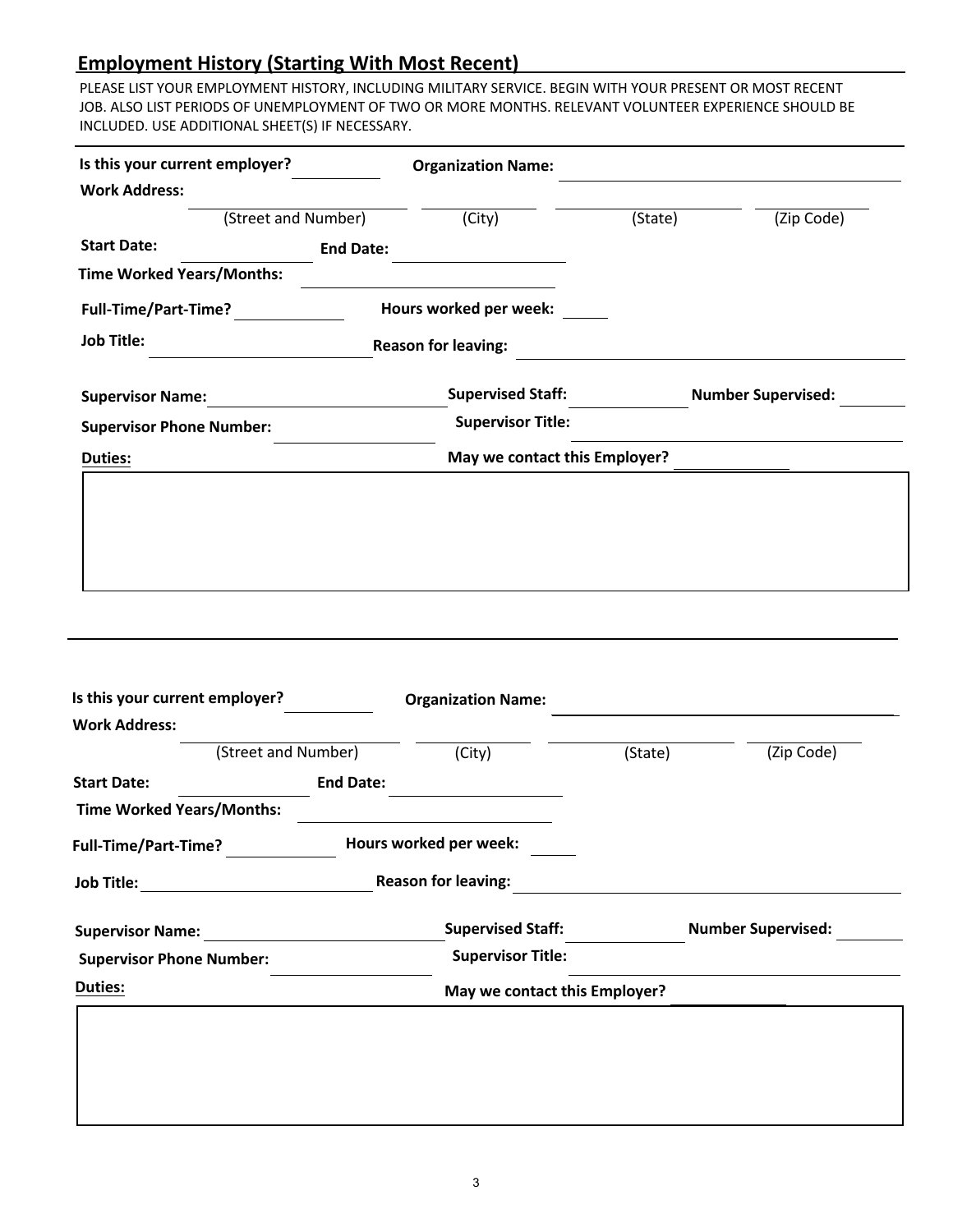## Employment History (Starting With Most Recent)

PLEASE LIST YOUR EMPLOYMENT HISTORY, INCLUDING MILITARY SERVICE. BEGIN WITH YOUR PRESENT OR MOST RECENT JOB. ALSO LIST PERIODS OF UNEMPLOYMENT OF TWO OR MORE MONTHS. RELEVANT VOLUNTEER EXPERIENCE SHOULD BE INCLUDED. USE ADDITIONAL SHEET(S) IF NECESSARY.

---

**Is this your current employer?** ________ **Organization Name:** ____________________

**Work Address:** ____________________ ____________ ____________ ____________
(Street and Number) (City) (State) (Zip Code)

**Start Date:** ____________ **End Date:** ____________

**Time Worked Years/Months:** ____________________

**Full-Time/Part-Time?** ____________ **Hours worked per week:** ______

**Job Title:** ____________________ **Reason for leaving:** ____________________

**Supervisor Name:** ____________________ **Supervised Staff:** ____________ **Number Supervised:** ________

**Supervisor Phone Number:** ____________ **Supervisor Title:** ____________________

**Duties:** **May we contact this Employer?** ____________

---

**Is this your current employer?** ________ **Organization Name:** ____________________

**Work Address:** ____________________ ____________ ____________ ____________
(Street and Number) (City) (State) (Zip Code)

**Start Date:** ____________ **End Date:** ____________

**Time Worked Years/Months:** ____________________

**Full-Time/Part-Time?** ____________ **Hours worked per week:** ______

**Job Title:** ____________________ **Reason for leaving:** ____________________

**Supervisor Name:** ____________________ **Supervised Staff:** ____________ **Number Supervised:** ________

**Supervisor Phone Number:** ____________ **Supervisor Title:** ____________________

**Duties:** **May we contact this Employer?** ____________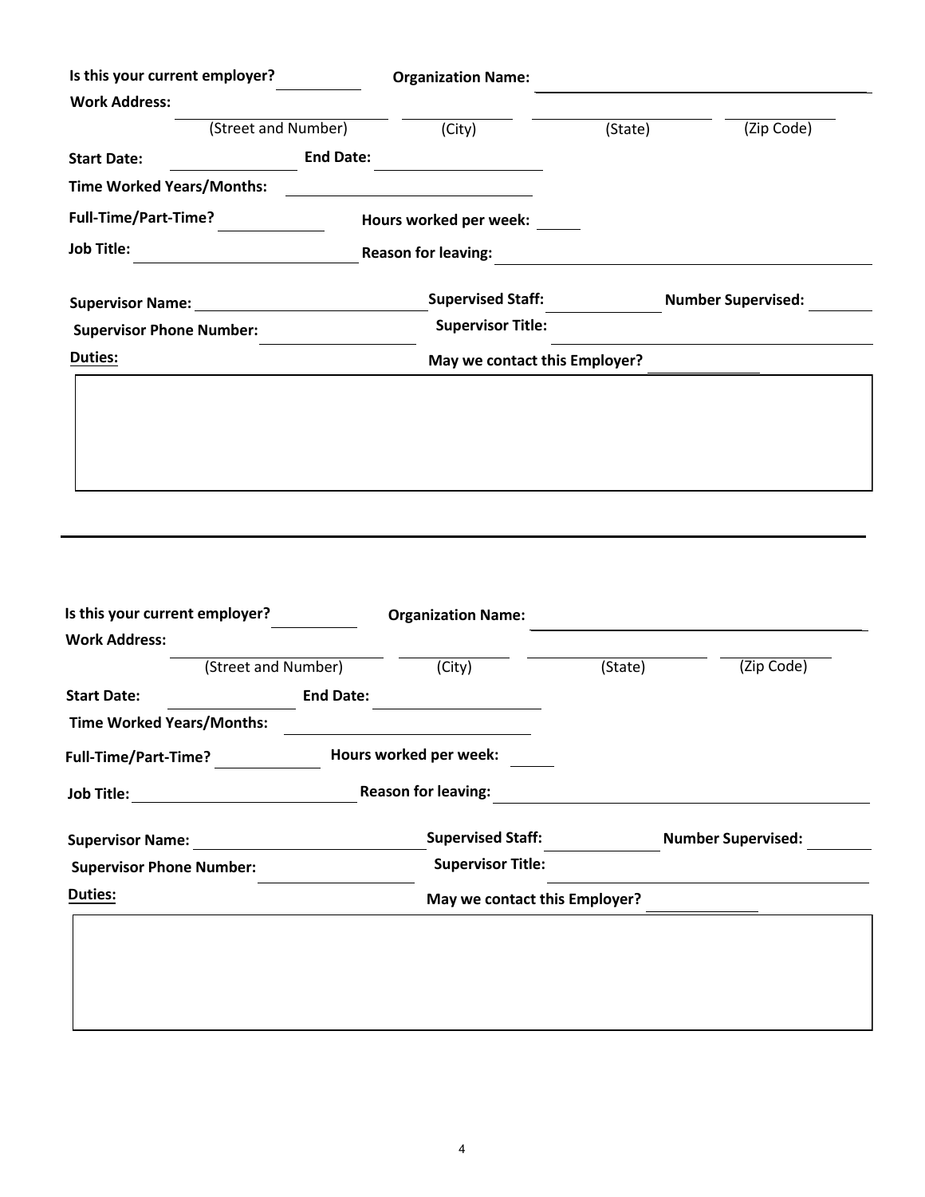**Is this your current employer?** ________ **Organization Name:** ______________________________

**Work Address:**

______________________ ____________ ____________________ ____________
(Street and Number) (City) (State) (Zip Code)

**Start Date:** ____________ **End Date:** ________________

**Time Worked Years/Months:** ________________________

**Full-Time/Part-Time?** __________ **Hours worked per week:** _____

**Job Title:** ______________________ **Reason for leaving:** ______________________________

**Supervisor Name:** ______________________ **Supervised Staff:** ____________ **Number Supervised:** _______

**Supervisor Phone Number:** ______________ **Supervisor Title:** ______________________________

**Duties:** **May we contact this Employer?** ____________

---

**Is this your current employer?** ________ **Organization Name:** ______________________________

**Work Address:**

______________________ ____________ ____________________ ____________
(Street and Number) (City) (State) (Zip Code)

**Start Date:** ____________ **End Date:** ________________

**Time Worked Years/Months:** ________________________

**Full-Time/Part-Time?** __________ **Hours worked per week:** _____

**Job Title:** ______________________ **Reason for leaving:** ______________________________

**Supervisor Name:** ______________________ **Supervised Staff:** ____________ **Number Supervised:** _______

**Supervisor Phone Number:** ______________ **Supervisor Title:** ______________________________

**Duties:** **May we contact this Employer?** ____________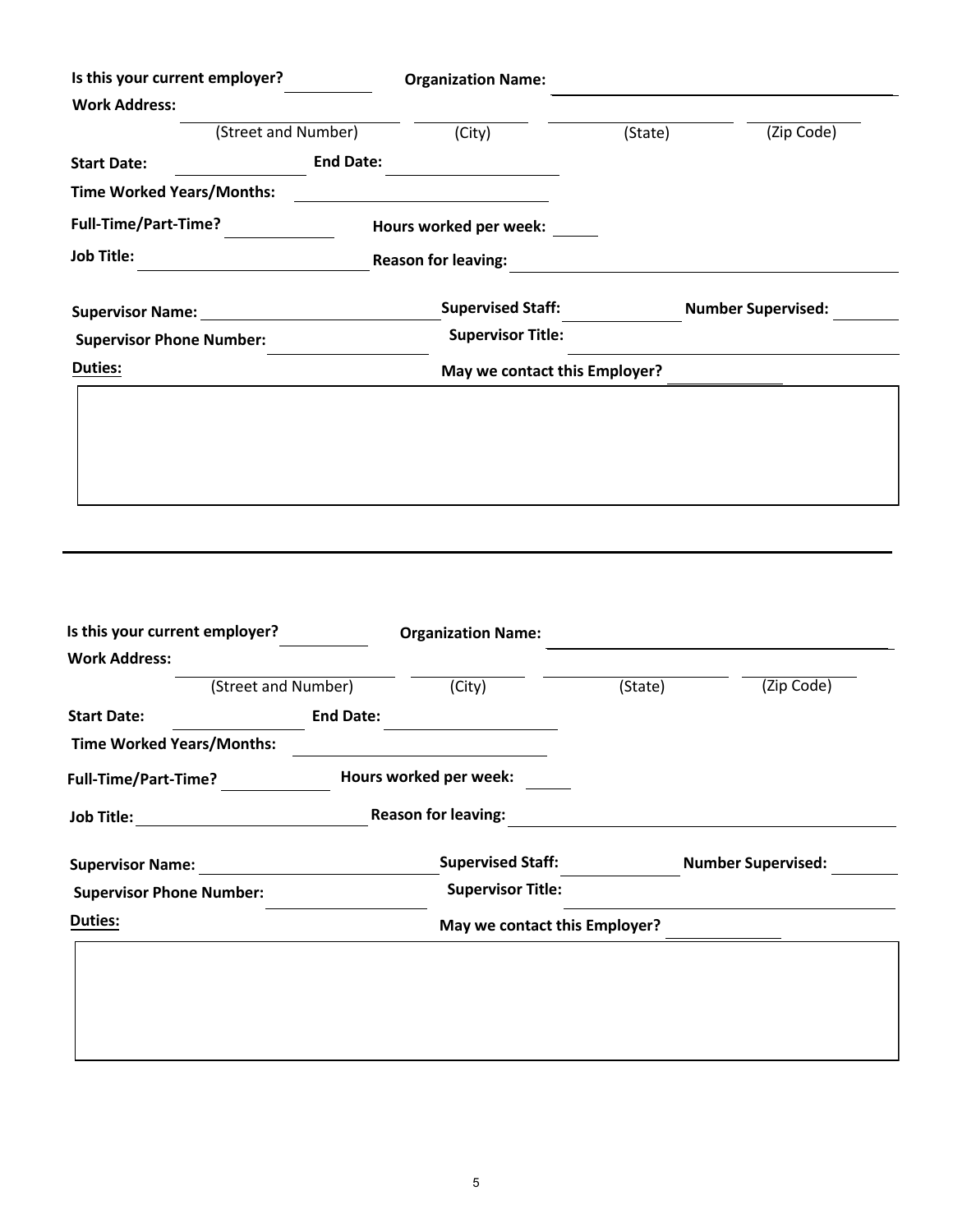**Is this your current employer?** ________ **Organization Name:** ______________________________

**Work Address:**

______________________ ____________ ________________ ____________
(Street and Number) (City) (State) (Zip Code)

**Start Date:** ____________ **End Date:** ________________

**Time Worked Years/Months:** ________________________

**Full-Time/Part-Time?** __________ **Hours worked per week:** ____

**Job Title:** ____________________ **Reason for leaving:** ______________________________

**Supervisor Name:** ____________________ **Supervised Staff:** __________ **Number Supervised:** ______

**Supervisor Phone Number:** __________ **Supervisor Title:** ______________________________

**Duties:** **May we contact this Employer?** __________

---

**Is this your current employer?** ________ **Organization Name:** ______________________________

**Work Address:**

______________________ ____________ ________________ ____________
(Street and Number) (City) (State) (Zip Code)

**Start Date:** ____________ **End Date:** ________________

**Time Worked Years/Months:** ________________________

**Full-Time/Part-Time?** __________ **Hours worked per week:** ____

**Job Title:** ____________________ **Reason for leaving:** ______________________________

**Supervisor Name:** ____________________ **Supervised Staff:** __________ **Number Supervised:** ______

**Supervisor Phone Number:** __________ **Supervisor Title:** ______________________________

**Duties:** **May we contact this Employer?** __________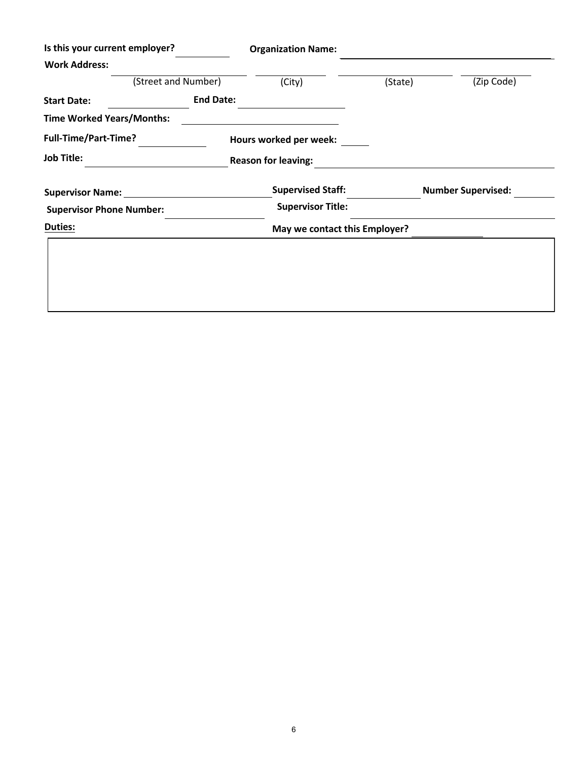**Is this your current employer?** \_\_\_\_\_\_\_\_ **Organization Name:** \_\_\_\_\_\_\_\_\_\_\_\_\_\_\_\_\_\_\_\_\_\_\_\_\_\_\_\_\_\_\_\_

**Work Address:**

\_\_\_\_\_\_\_\_\_\_\_\_\_\_\_\_\_\_\_\_ \_\_\_\_\_\_\_\_\_\_\_\_ \_\_\_\_\_\_\_\_\_\_\_\_\_\_\_\_ \_\_\_\_\_\_\_\_\_\_\_\_

(Street and Number) (City) (State) (Zip Code)

**Start Date:** \_\_\_\_\_\_\_\_\_\_\_\_ **End Date:** \_\_\_\_\_\_\_\_\_\_\_\_\_\_\_\_

**Time Worked Years/Months:** \_\_\_\_\_\_\_\_\_\_\_\_\_\_\_\_\_\_\_\_\_\_\_\_

**Full-Time/Part-Time?** \_\_\_\_\_\_\_\_\_\_ **Hours worked per week:** \_\_\_\_\_

**Job Title:** \_\_\_\_\_\_\_\_\_\_\_\_\_\_\_\_\_\_\_\_\_\_\_ **Reason for leaving:** \_\_\_\_\_\_\_\_\_\_\_\_\_\_\_\_\_\_\_\_\_\_\_\_\_\_\_\_\_\_\_\_\_\_\_\_

**Supervisor Name:** \_\_\_\_\_\_\_\_\_\_\_\_\_\_\_\_\_\_\_\_\_\_ **Supervised Staff:** \_\_\_\_\_\_\_\_\_\_\_\_ **Number Supervised:** \_\_\_\_\_\_\_

**Supervisor Phone Number:** \_\_\_\_\_\_\_\_\_\_\_\_\_\_\_\_ **Supervisor Title:** \_\_\_\_\_\_\_\_\_\_\_\_\_\_\_\_\_\_\_\_\_\_\_\_\_\_\_\_\_\_

**Duties:** **May we contact this Employer?** \_\_\_\_\_\_\_\_\_\_\_\_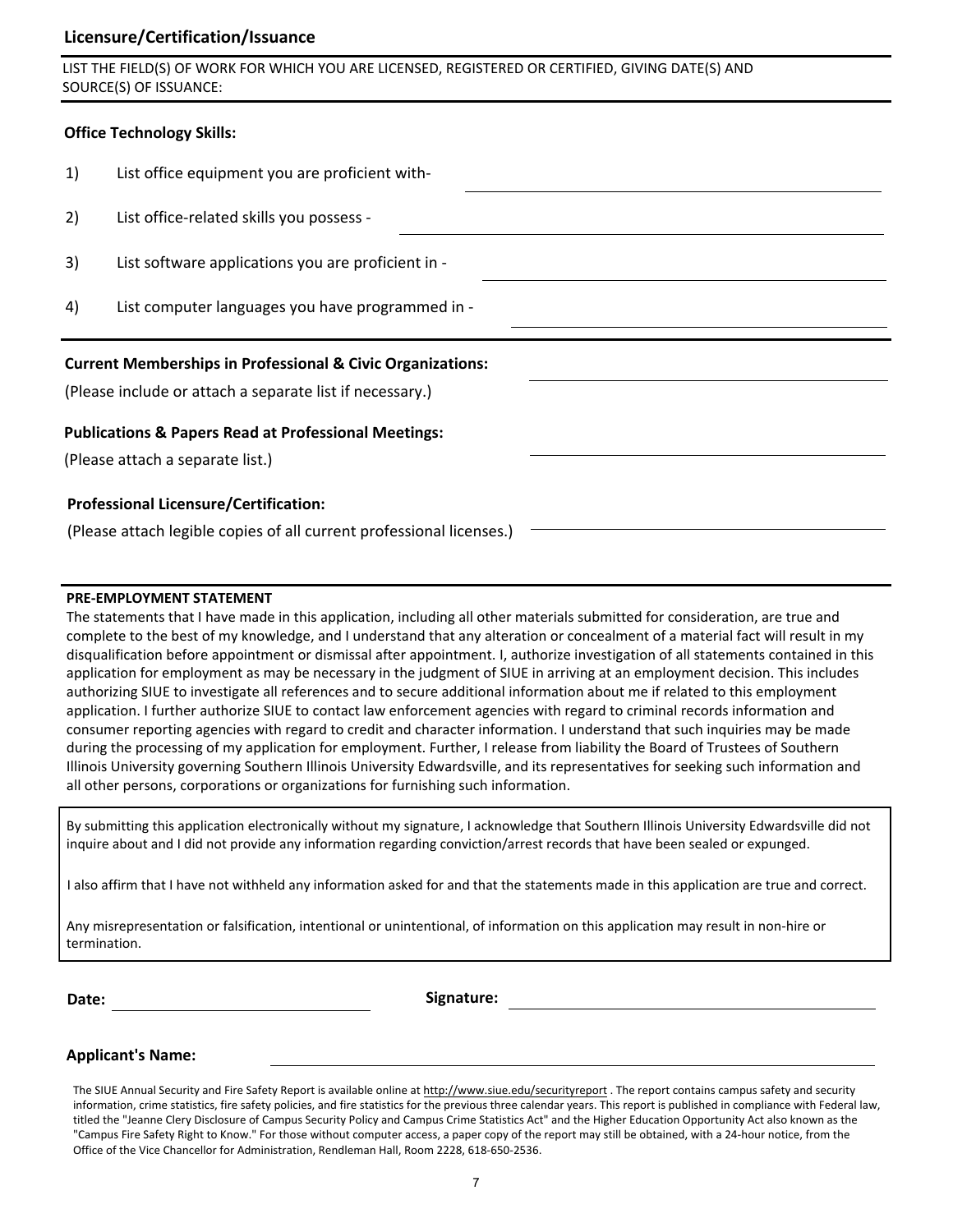## Licensure/Certification/Issuance

LIST THE FIELD(S) OF WORK FOR WHICH YOU ARE LICENSED, REGISTERED OR CERTIFIED, GIVING DATE(S) AND SOURCE(S) OF ISSUANCE:

**Office Technology Skills:**

1) List office equipment you are proficient with- \_\_\_\_\_\_\_\_\_\_\_\_\_\_\_\_\_\_\_\_

2) List office-related skills you possess - \_\_\_\_\_\_\_\_\_\_\_\_\_\_\_\_\_\_\_\_

3) List software applications you are proficient in - \_\_\_\_\_\_\_\_\_\_\_\_\_\_\_\_\_\_\_\_

4) List computer languages you have programmed in - \_\_\_\_\_\_\_\_\_\_\_\_\_\_\_\_\_\_\_\_

**Current Memberships in Professional & Civic Organizations:** \_\_\_\_\_\_\_\_\_\_\_\_\_\_\_\_\_\_\_\_

(Please include or attach a separate list if necessary.)

**Publications & Papers Read at Professional Meetings:** \_\_\_\_\_\_\_\_\_\_\_\_\_\_\_\_\_\_\_\_

(Please attach a separate list.)

**Professional Licensure/Certification:**

(Please attach legible copies of all current professional licenses.) \_\_\_\_\_\_\_\_\_\_\_\_\_\_\_\_\_\_\_\_

**PRE-EMPLOYMENT STATEMENT**

The statements that I have made in this application, including all other materials submitted for consideration, are true and complete to the best of my knowledge, and I understand that any alteration or concealment of a material fact will result in my disqualification before appointment or dismissal after appointment. I, authorize investigation of all statements contained in this application for employment as may be necessary in the judgment of SIUE in arriving at an employment decision. This includes authorizing SIUE to investigate all references and to secure additional information about me if related to this employment application. I further authorize SIUE to contact law enforcement agencies with regard to criminal records information and consumer reporting agencies with regard to credit and character information. I understand that such inquiries may be made during the processing of my application for employment. Further, I release from liability the Board of Trustees of Southern Illinois University governing Southern Illinois University Edwardsville, and its representatives for seeking such information and all other persons, corporations or organizations for furnishing such information.

By submitting this application electronically without my signature, I acknowledge that Southern Illinois University Edwardsville did not inquire about and I did not provide any information regarding conviction/arrest records that have been sealed or expunged.

I also affirm that I have not withheld any information asked for and that the statements made in this application are true and correct.

Any misrepresentation or falsification, intentional or unintentional, of information on this application may result in non-hire or termination.

**Date:** \_\_\_\_\_\_\_\_\_\_\_\_\_\_\_\_\_\_\_\_ **Signature:** \_\_\_\_\_\_\_\_\_\_\_\_\_\_\_\_\_\_\_\_

**Applicant's Name:** \_\_\_\_\_\_\_\_\_\_\_\_\_\_\_\_\_\_\_\_

The SIUE Annual Security and Fire Safety Report is available online at http://www.siue.edu/securityreport . The report contains campus safety and security information, crime statistics, fire safety policies, and fire statistics for the previous three calendar years. This report is published in compliance with Federal law, titled the "Jeanne Clery Disclosure of Campus Security Policy and Campus Crime Statistics Act" and the Higher Education Opportunity Act also known as the "Campus Fire Safety Right to Know." For those without computer access, a paper copy of the report may still be obtained, with a 24-hour notice, from the Office of the Vice Chancellor for Administration, Rendleman Hall, Room 2228, 618-650-2536.